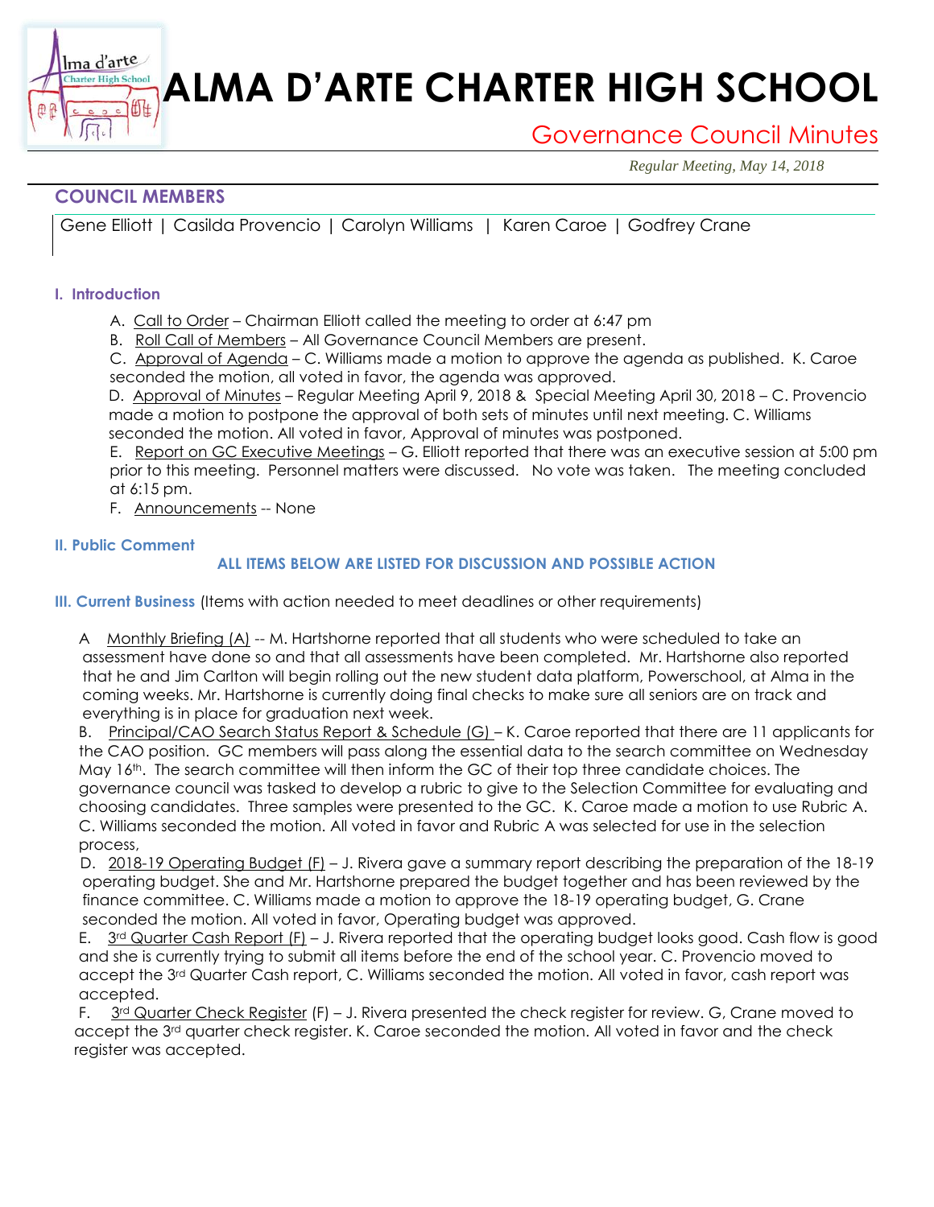# ALMA D'ARTE CHARTER HIGH SCHOOL

## Governance Council Minutes

*Regular Meeting, May 14, 2018*

### COUNCIL MEMBERS

Gene Elliott | Casilda Provencio | Carolyn Williams | Karen Caroe | Godfrey Crane

#### I. Introduction

A. Call to Order – Chairman Elliott called the meeting to order at 6:47 pm

B. Roll Call of Members – All Governance Council Members are present.

C. Approval of Agenda – C. Williams made a motion to approve the agenda as published. K. Caroe seconded the motion, all voted in favor, the agenda was approved.

D. Approval of Minutes – Regular Meeting April 9, 2018 & Special Meeting April 30, 2018 – C. Provencio made a motion to postpone the approval of both sets of minutes until next meeting. C. Williams seconded the motion. All voted in favor, Approval of minutes was postponed.

E. Report on GC Executive Meetings – G. Elliott reported that there was an executive session at 5:00 pm prior to this meeting. Personnel matters were discussed. No vote was taken. The meeting concluded at 6:15 pm.

F. Announcements -- None

#### II. Public Comment

**ALL ITEMS BELOW ARE LISTED FOR DISCUSSION AND POSSIBLE ACTION**

#### III. Current Business (Items with action needed to meet deadlines or other requirements)

A Monthly Briefing (A) -- M. Hartshorne reported that all students who were scheduled to take an assessment have done so and that all assessments have been completed. Mr. Hartshorne also reported that he and Jim Carlton will begin rolling out the new student data platform, Powerschool, at Alma in the coming weeks. Mr. Hartshorne is currently doing final checks to make sure all seniors are on track and everything is in place for graduation next week.

B. Principal/CAO Search Status Report & Schedule (G) – K. Caroe reported that there are 11 applicants for the CAO position. GC members will pass along the essential data to the search committee on Wednesday May 16th. The search committee will then inform the GC of their top three candidate choices. The governance council was tasked to develop a rubric to give to the Selection Committee for evaluating and choosing candidates. Three samples were presented to the GC. K. Caroe made a motion to use Rubric A. C. Williams seconded the motion. All voted in favor and Rubric A was selected for use in the selection process,

D. 2018-19 Operating Budget (F) – J. Rivera gave a summary report describing the preparation of the 18-19 operating budget. She and Mr. Hartshorne prepared the budget together and has been reviewed by the finance committee. C. Williams made a motion to approve the 18-19 operating budget, G. Crane seconded the motion. All voted in favor, Operating budget was approved.

E. 3rd Quarter Cash Report (F) – J. Rivera reported that the operating budget looks good. Cash flow is good and she is currently trying to submit all items before the end of the school year. C. Provencio moved to accept the 3rd Quarter Cash report, C. Williams seconded the motion. All voted in favor, cash report was accepted.

F. 3rd Quarter Check Register (F) – J. Rivera presented the check register for review. G, Crane moved to accept the 3rd quarter check register. K. Caroe seconded the motion. All voted in favor and the check register was accepted.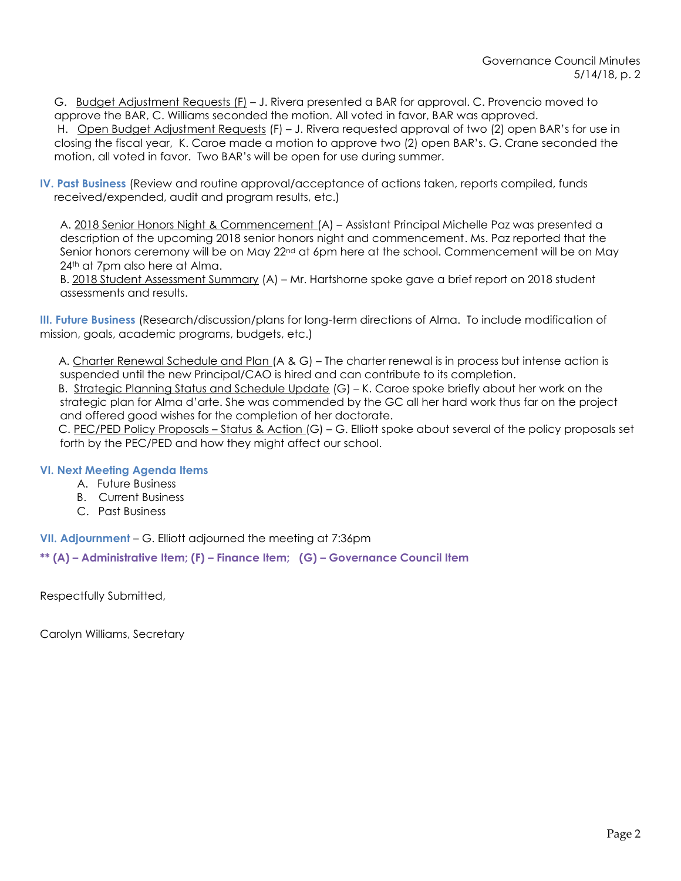G. Budget Adjustment Requests (F) – J. Rivera presented a BAR for approval. C. Provencio moved to approve the BAR, C. Williams seconded the motion. All voted in favor, BAR was approved.

H. Open Budget Adjustment Requests (F) – J. Rivera requested approval of two (2) open BAR's for use in closing the fiscal year, K. Caroe made a motion to approve two (2) open BAR's. G. Crane seconded the motion, all voted in favor. Two BAR's will be open for use during summer.

**IV. Past Business** (Review and routine approval/acceptance of actions taken, reports compiled, funds received/expended, audit and program results, etc.)

A. 2018 Senior Honors Night & Commencement (A) – Assistant Principal Michelle Paz was presented a description of the upcoming 2018 senior honors night and commencement. Ms. Paz reported that the Senior honors ceremony will be on May 22nd at 6pm here at the school. Commencement will be on May 24th at 7pm also here at Alma.

B. 2018 Student Assessment Summary (A) – Mr. Hartshorne spoke gave a brief report on 2018 student assessments and results.

**III. Future Business** (Research/discussion/plans for long-term directions of Alma. To include modification of mission, goals, academic programs, budgets, etc.)

A. Charter Renewal Schedule and Plan (A & G) – The charter renewal is in process but intense action is suspended until the new Principal/CAO is hired and can contribute to its completion.

B. Strategic Planning Status and Schedule Update (G) – K. Caroe spoke briefly about her work on the strategic plan for Alma d'arte. She was commended by the GC all her hard work thus far on the project and offered good wishes for the completion of her doctorate.

C. PEC/PED Policy Proposals – Status & Action (G) – G. Elliott spoke about several of the policy proposals set forth by the PEC/PED and how they might affect our school.

**VI. Next Meeting Agenda Items**

A. Future Business
B. Current Business
C. Past Business

**VII. Adjournment** – G. Elliott adjourned the meeting at 7:36pm

**\*\* (A) – Administrative Item; (F) – Finance Item; (G) – Governance Council Item**

Respectfully Submitted,

Carolyn Williams, Secretary